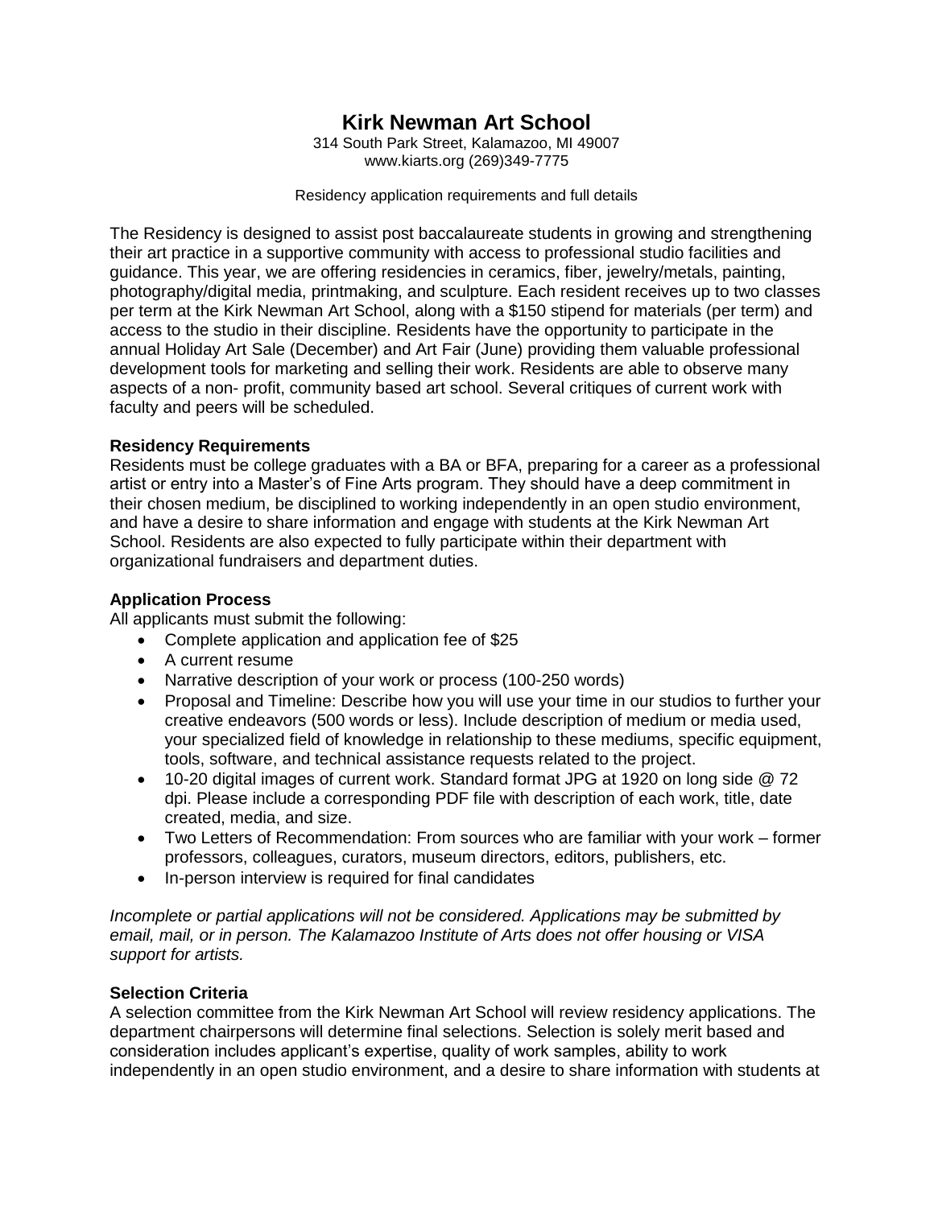# Kirk Newman Art School

314 South Park Street, Kalamazoo, MI 49007
www.kiarts.org (269)349-7775

Residency application requirements and full details

The Residency is designed to assist post baccalaureate students in growing and strengthening their art practice in a supportive community with access to professional studio facilities and guidance. This year, we are offering residencies in ceramics, fiber, jewelry/metals, painting, photography/digital media, printmaking, and sculpture. Each resident receives up to two classes per term at the Kirk Newman Art School, along with a $150 stipend for materials (per term) and access to the studio in their discipline. Residents have the opportunity to participate in the annual Holiday Art Sale (December) and Art Fair (June) providing them valuable professional development tools for marketing and selling their work. Residents are able to observe many aspects of a non- profit, community based art school. Several critiques of current work with faculty and peers will be scheduled.

**Residency Requirements**
Residents must be college graduates with a BA or BFA, preparing for a career as a professional artist or entry into a Master's of Fine Arts program. They should have a deep commitment in their chosen medium, be disciplined to working independently in an open studio environment, and have a desire to share information and engage with students at the Kirk Newman Art School. Residents are also expected to fully participate within their department with organizational fundraisers and department duties.

**Application Process**
All applicants must submit the following:

- Complete application and application fee of $25
- A current resume
- Narrative description of your work or process (100-250 words)
- Proposal and Timeline: Describe how you will use your time in our studios to further your creative endeavors (500 words or less). Include description of medium or media used, your specialized field of knowledge in relationship to these mediums, specific equipment, tools, software, and technical assistance requests related to the project.
- 10-20 digital images of current work. Standard format JPG at 1920 on long side @ 72 dpi. Please include a corresponding PDF file with description of each work, title, date created, media, and size.
- Two Letters of Recommendation: From sources who are familiar with your work – former professors, colleagues, curators, museum directors, editors, publishers, etc.
- In-person interview is required for final candidates

*Incomplete or partial applications will not be considered. Applications may be submitted by email, mail, or in person. The Kalamazoo Institute of Arts does not offer housing or VISA support for artists.*

**Selection Criteria**
A selection committee from the Kirk Newman Art School will review residency applications. The department chairpersons will determine final selections. Selection is solely merit based and consideration includes applicant's expertise, quality of work samples, ability to work independently in an open studio environment, and a desire to share information with students at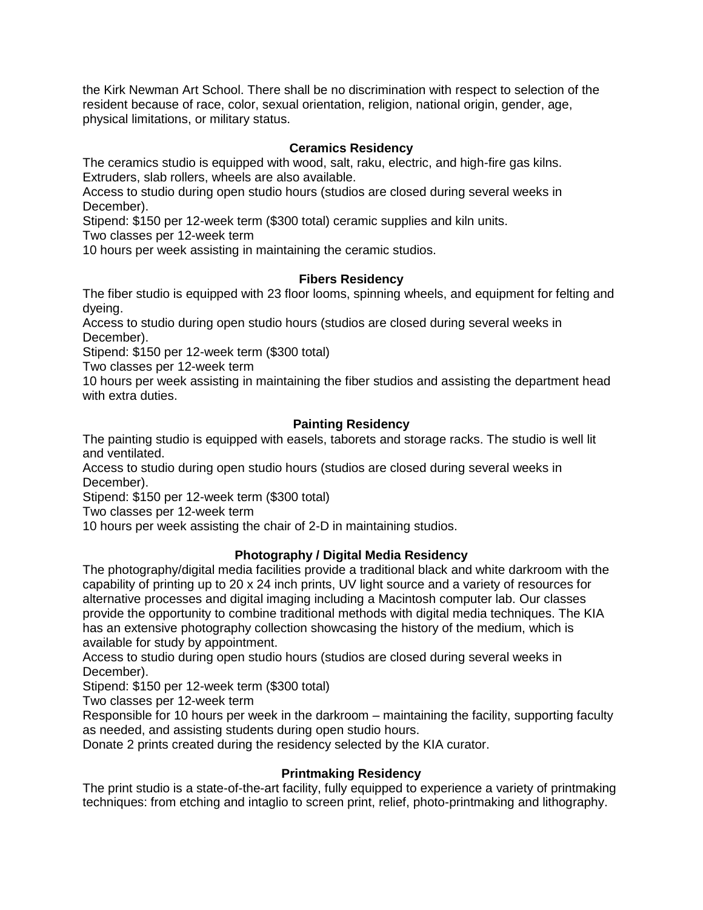the Kirk Newman Art School. There shall be no discrimination with respect to selection of the resident because of race, color, sexual orientation, religion, national origin, gender, age, physical limitations, or military status.

### Ceramics Residency

The ceramics studio is equipped with wood, salt, raku, electric, and high-fire gas kilns. Extruders, slab rollers, wheels are also available.
Access to studio during open studio hours (studios are closed during several weeks in December).
Stipend: $150 per 12-week term ($300 total) ceramic supplies and kiln units.
Two classes per 12-week term
10 hours per week assisting in maintaining the ceramic studios.

### Fibers Residency

The fiber studio is equipped with 23 floor looms, spinning wheels, and equipment for felting and dyeing.
Access to studio during open studio hours (studios are closed during several weeks in December).
Stipend: $150 per 12-week term ($300 total)
Two classes per 12-week term
10 hours per week assisting in maintaining the fiber studios and assisting the department head with extra duties.

### Painting Residency

The painting studio is equipped with easels, taborets and storage racks. The studio is well lit and ventilated.
Access to studio during open studio hours (studios are closed during several weeks in December).
Stipend: $150 per 12-week term ($300 total)
Two classes per 12-week term
10 hours per week assisting the chair of 2-D in maintaining studios.

### Photography / Digital Media Residency

The photography/digital media facilities provide a traditional black and white darkroom with the capability of printing up to 20 x 24 inch prints, UV light source and a variety of resources for alternative processes and digital imaging including a Macintosh computer lab. Our classes provide the opportunity to combine traditional methods with digital media techniques. The KIA has an extensive photography collection showcasing the history of the medium, which is available for study by appointment.
Access to studio during open studio hours (studios are closed during several weeks in December).
Stipend: $150 per 12-week term ($300 total)
Two classes per 12-week term
Responsible for 10 hours per week in the darkroom – maintaining the facility, supporting faculty as needed, and assisting students during open studio hours.
Donate 2 prints created during the residency selected by the KIA curator.

### Printmaking Residency

The print studio is a state-of-the-art facility, fully equipped to experience a variety of printmaking techniques: from etching and intaglio to screen print, relief, photo-printmaking and lithography.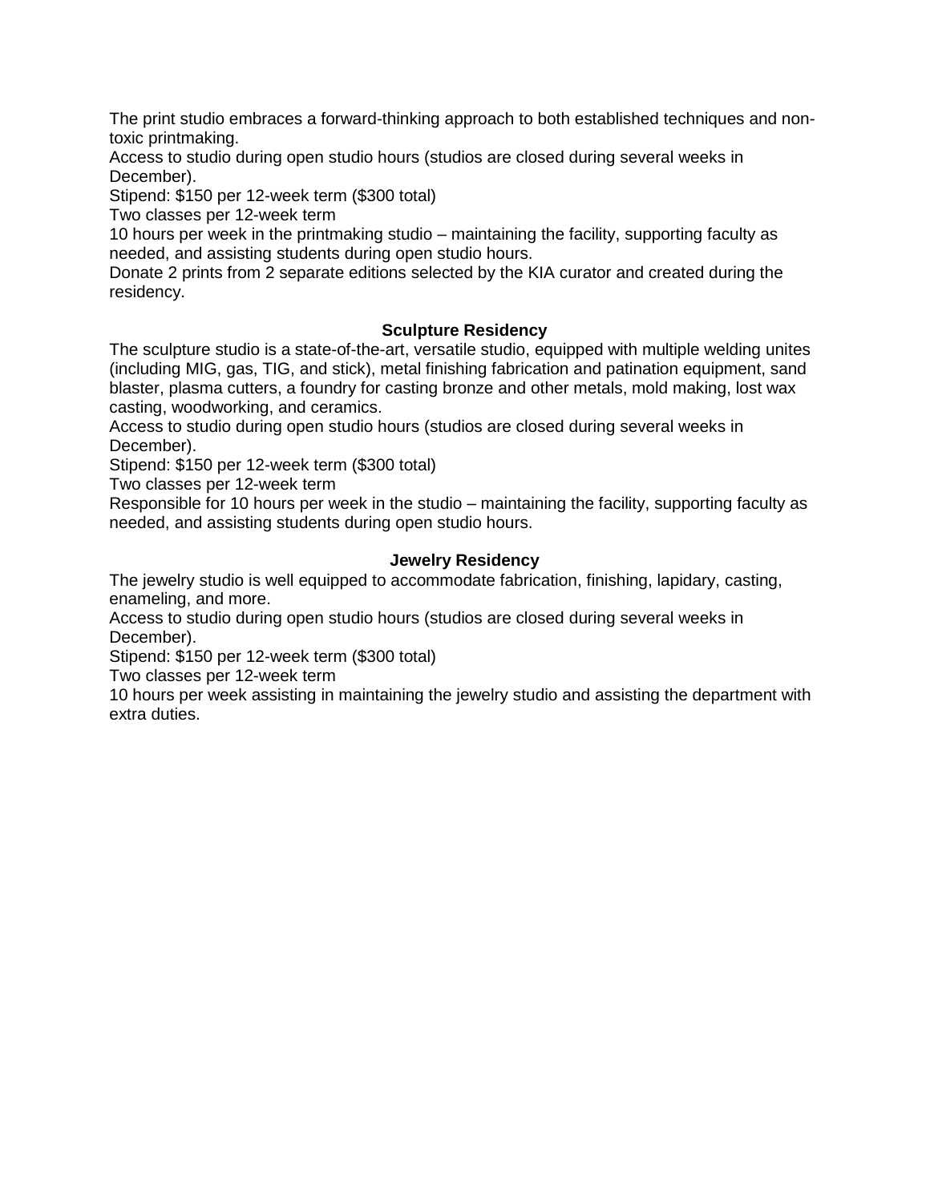The print studio embraces a forward-thinking approach to both established techniques and non-toxic printmaking.

Access to studio during open studio hours (studios are closed during several weeks in December).

Stipend: $150 per 12-week term ($300 total)

Two classes per 12-week term

10 hours per week in the printmaking studio – maintaining the facility, supporting faculty as needed, and assisting students during open studio hours.

Donate 2 prints from 2 separate editions selected by the KIA curator and created during the residency.

### Sculpture Residency

The sculpture studio is a state-of-the-art, versatile studio, equipped with multiple welding unites (including MIG, gas, TIG, and stick), metal finishing fabrication and patination equipment, sand blaster, plasma cutters, a foundry for casting bronze and other metals, mold making, lost wax casting, woodworking, and ceramics.

Access to studio during open studio hours (studios are closed during several weeks in December).

Stipend: $150 per 12-week term ($300 total)

Two classes per 12-week term

Responsible for 10 hours per week in the studio – maintaining the facility, supporting faculty as needed, and assisting students during open studio hours.

### Jewelry Residency

The jewelry studio is well equipped to accommodate fabrication, finishing, lapidary, casting, enameling, and more.

Access to studio during open studio hours (studios are closed during several weeks in December).

Stipend: $150 per 12-week term ($300 total)

Two classes per 12-week term

10 hours per week assisting in maintaining the jewelry studio and assisting the department with extra duties.